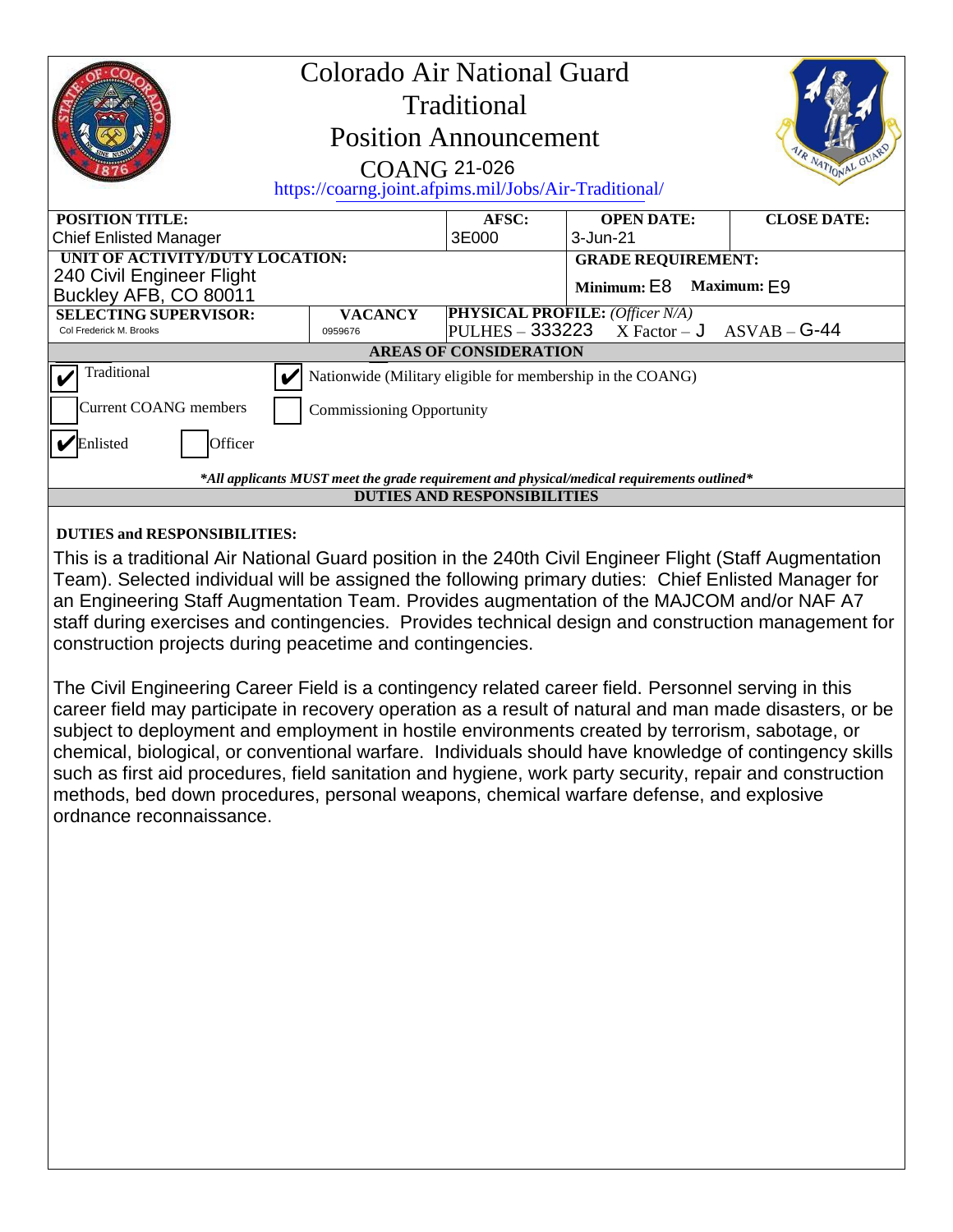# Colorado Air National Guard
# Traditional
# Position Announcement
## COANG 21-026

https://coarng.joint.afpims.mil/Jobs/Air-Traditional/

| POSITION TITLE: | | AFSC: | OPEN DATE: | CLOSE DATE: |
|---|---|---|---|---|
| Chief Enlisted Manager | | 3E000 | 3-Jun-21 | |
| **UNIT OF ACTIVITY/DUTY LOCATION:** 240 Civil Engineer Flight Buckley AFB, CO 80011 | | | **GRADE REQUIREMENT:** Minimum: E8 Maximum: E9 | |
| **SELECTING SUPERVISOR:** Col Frederick M. Brooks | **VACANCY** 0959676 | **PHYSICAL PROFILE:** *(Officer N/A)* PULHES – 333223 X Factor – J ASVAB – G-44 | | |

**AREAS OF CONSIDERATION**

- [x] Traditional
- [x] Nationwide (Military eligible for membership in the COANG)
- [ ] Current COANG members
- [ ] Commissioning Opportunity
- [x] Enlisted
- [ ] Officer

***All applicants MUST meet the grade requirement and physical/medical requirements outlined***

**DUTIES AND RESPONSIBILITIES**

**DUTIES and RESPONSIBILITIES:**

This is a traditional Air National Guard position in the 240th Civil Engineer Flight (Staff Augmentation Team). Selected individual will be assigned the following primary duties: Chief Enlisted Manager for an Engineering Staff Augmentation Team. Provides augmentation of the MAJCOM and/or NAF A7 staff during exercises and contingencies. Provides technical design and construction management for construction projects during peacetime and contingencies.

The Civil Engineering Career Field is a contingency related career field. Personnel serving in this career field may participate in recovery operation as a result of natural and man made disasters, or be subject to deployment and employment in hostile environments created by terrorism, sabotage, or chemical, biological, or conventional warfare. Individuals should have knowledge of contingency skills such as first aid procedures, field sanitation and hygiene, work party security, repair and construction methods, bed down procedures, personal weapons, chemical warfare defense, and explosive ordnance reconnaissance.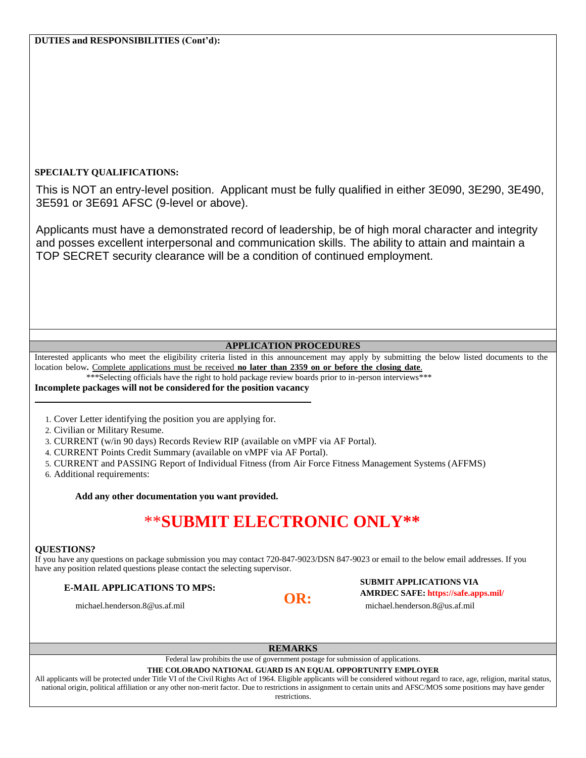**DUTIES and RESPONSIBILITIES (Cont'd):**

**SPECIALTY QUALIFICATIONS:**

This is NOT an entry-level position. Applicant must be fully qualified in either 3E090, 3E290, 3E490, 3E591 or 3E691 AFSC (9-level or above).

Applicants must have a demonstrated record of leadership, be of high moral character and integrity and posses excellent interpersonal and communication skills. The ability to attain and maintain a TOP SECRET security clearance will be a condition of continued employment.

## APPLICATION PROCEDURES

Interested applicants who meet the eligibility criteria listed in this announcement may apply by submitting the below listed documents to the location below**.** Complete applications must be received **no later than 2359 on or before the closing date**.

***Selecting officials have the right to hold package review boards prior to in-person interviews***

**Incomplete packages will not be considered for the position vacancy**

1. Cover Letter identifying the position you are applying for.
2. Civilian or Military Resume.
3. CURRENT (w/in 90 days) Records Review RIP (available on vMPF via AF Portal).
4. CURRENT Points Credit Summary (available on vMPF via AF Portal).
5. CURRENT and PASSING Report of Individual Fitness (from Air Force Fitness Management Systems (AFFMS)
6. Additional requirements:

**Add any other documentation you want provided.**

# **SUBMIT ELECTRONIC ONLY**

**QUESTIONS?**

If you have any questions on package submission you may contact 720-847-9023/DSN 847-9023 or email to the below email addresses. If you have any position related questions please contact the selecting supervisor.

**E-MAIL APPLICATIONS TO MPS:**

michael.henderson.8@us.af.mil

**OR:**

**SUBMIT APPLICATIONS VIA AMRDEC SAFE: https://safe.apps.mil/**

michael.henderson.8@us.af.mil

## REMARKS

Federal law prohibits the use of government postage for submission of applications.

**THE COLORADO NATIONAL GUARD IS AN EQUAL OPPORTUNITY EMPLOYER**

All applicants will be protected under Title VI of the Civil Rights Act of 1964. Eligible applicants will be considered without regard to race, age, religion, marital status, national origin, political affiliation or any other non-merit factor. Due to restrictions in assignment to certain units and AFSC/MOS some positions may have gender restrictions.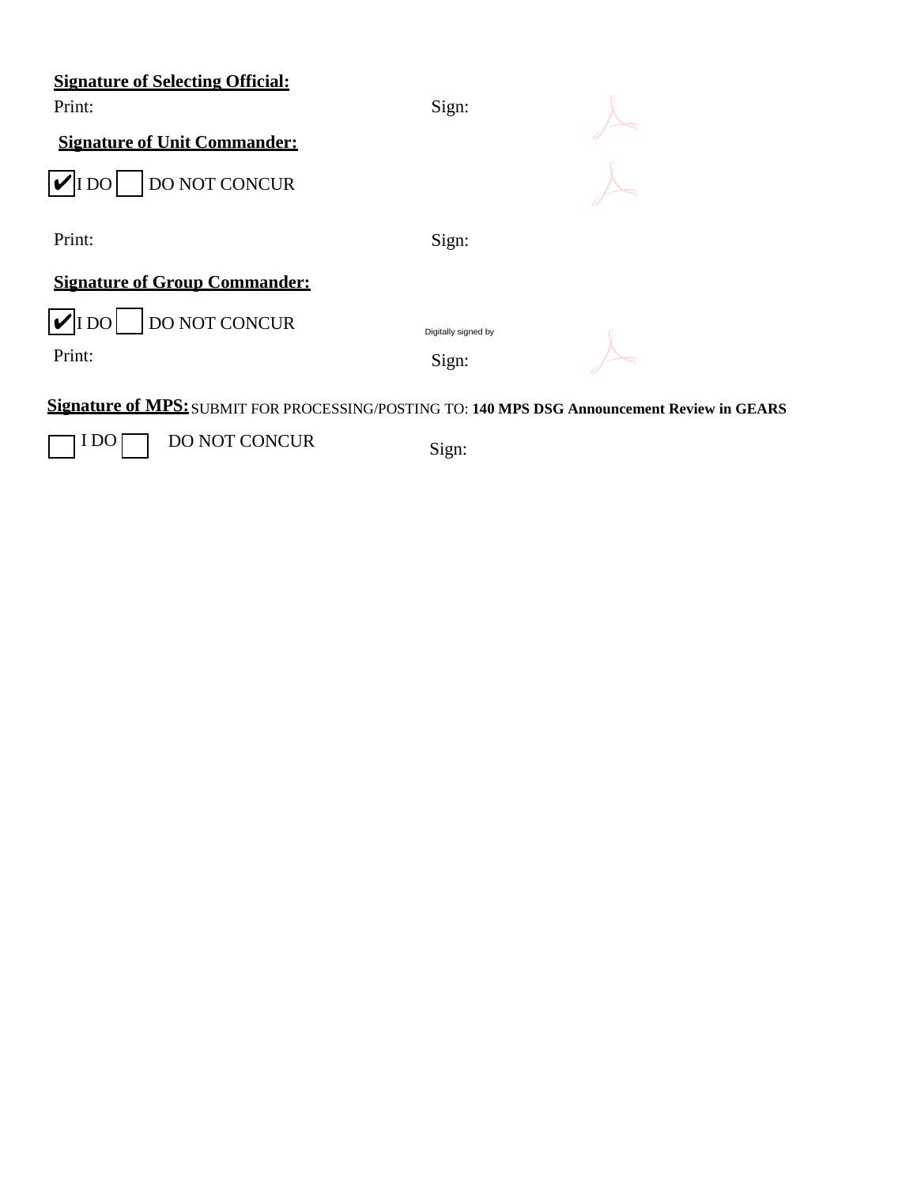**Signature of Selecting Official:**

Print: Sign:

**Signature of Unit Commander:**

☑ I DO ☐ DO NOT CONCUR

Print: Sign:

**Signature of Group Commander:**

☑ I DO ☐ DO NOT CONCUR

Print: Digitally signed by Sign:

**Signature of MPS:** SUBMIT FOR PROCESSING/POSTING TO: **140 MPS DSG Announcement Review in GEARS**

☐ I DO ☐ DO NOT CONCUR Sign: